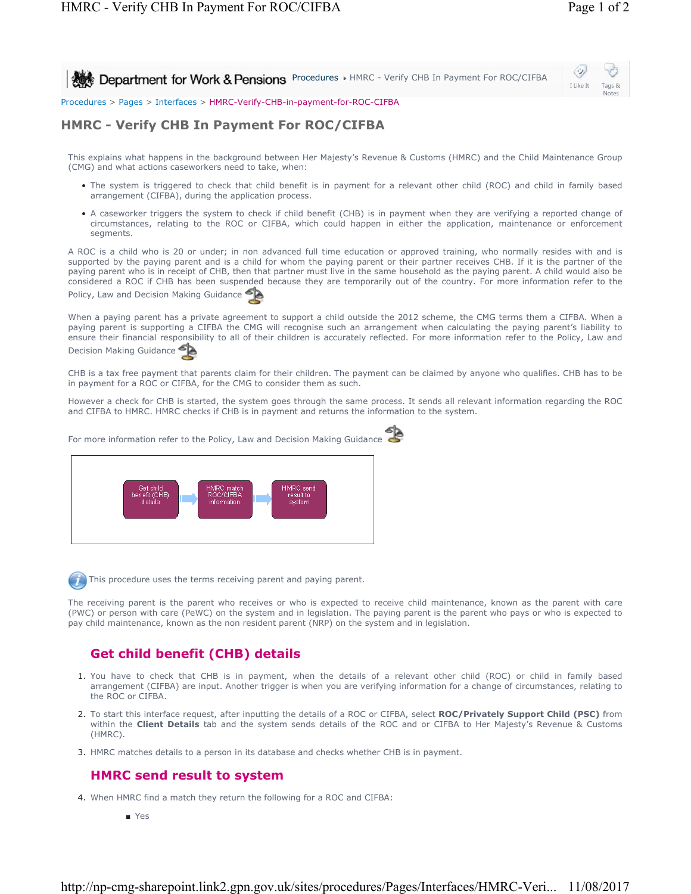Procedures > Pages > Interfaces > HMRC-Verify-CHB-in-payment-for-ROC-CIFBA

# HMRC - Verify CHB In Payment For ROC/CIFBA

This explains what happens in the background between Her Majesty's Revenue & Customs (HMRC) and the Child Maintenance Group (CMG) and what actions caseworkers need to take, when:

- The system is triggered to check that child benefit is in payment for a relevant other child (ROC) and child in family based arrangement (CIFBA), during the application process.
- A caseworker triggers the system to check if child benefit (CHB) is in payment when they are verifying a reported change of circumstances, relating to the ROC or CIFBA, which could happen in either the application, maintenance or enforcement segments.

A ROC is a child who is 20 or under; in non advanced full time education or approved training, who normally resides with and is supported by the paying parent and is a child for whom the paying parent or their partner receives CHB. If it is the partner of the paying parent who is in receipt of CHB, then that partner must live in the same household as the paying parent. A child would also be considered a ROC if CHB has been suspended because they are temporarily out of the country. For more information refer to the Policy, Law and Decision Making Guidance

When a paying parent has a private agreement to support a child outside the 2012 scheme, the CMG terms them a CIFBA. When a paying parent is supporting a CIFBA the CMG will recognise such an arrangement when calculating the paying parent's liability to ensure their financial responsibility to all of their children is accurately reflected. For more information refer to the Policy, Law and Decision Making Guidance

CHB is a tax free payment that parents claim for their children. The payment can be claimed by anyone who qualifies. CHB has to be in payment for a ROC or CIFBA, for the CMG to consider them as such.

However a check for CHB is started, the system goes through the same process. It sends all relevant information regarding the ROC and CIFBA to HMRC. HMRC checks if CHB is in payment and returns the information to the system.

For more information refer to the Policy, Law and Decision Making Guidance

Get child benefit (CHB) details → HMRC match ROC/CIFBA information → HMRC send result to system

This procedure uses the terms receiving parent and paying parent.

The receiving parent is the parent who receives or who is expected to receive child maintenance, known as the parent with care (PWC) or person with care (PeWC) on the system and in legislation. The paying parent is the parent who pays or who is expected to pay child maintenance, known as the non resident parent (NRP) on the system and in legislation.

## Get child benefit (CHB) details

1. You have to check that CHB is in payment, when the details of a relevant other child (ROC) or child in family based arrangement (CIFBA) are input. Another trigger is when you are verifying information for a change of circumstances, relating to the ROC or CIFBA.
2. To start this interface request, after inputting the details of a ROC or CIFBA, select **ROC/Privately Support Child (PSC)** from within the **Client Details** tab and the system sends details of the ROC and or CIFBA to Her Majesty's Revenue & Customs (HMRC).
3. HMRC matches details to a person in its database and checks whether CHB is in payment.

## HMRC send result to system

4. When HMRC find a match they return the following for a ROC and CIFBA:
   - Yes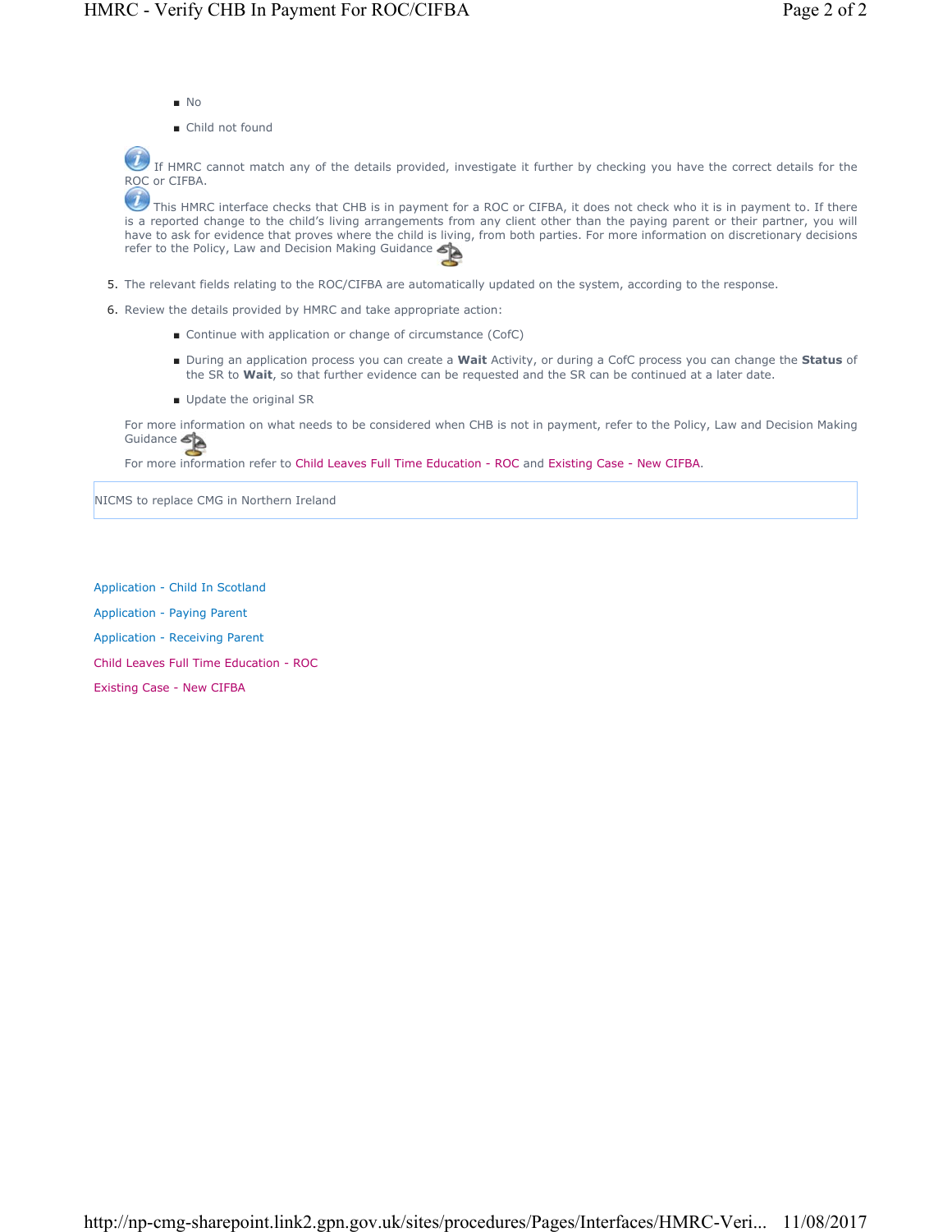- No
- Child not found

If HMRC cannot match any of the details provided, investigate it further by checking you have the correct details for the ROC or CIFBA.

This HMRC interface checks that CHB is in payment for a ROC or CIFBA, it does not check who it is in payment to. If there is a reported change to the child's living arrangements from any client other than the paying parent or their partner, you will have to ask for evidence that proves where the child is living, from both parties. For more information on discretionary decisions refer to the Policy, Law and Decision Making Guidance

5. The relevant fields relating to the ROC/CIFBA are automatically updated on the system, according to the response.
6. Review the details provided by HMRC and take appropriate action:
   - Continue with application or change of circumstance (CofC)
   - During an application process you can create a **Wait** Activity, or during a CofC process you can change the **Status** of the SR to **Wait**, so that further evidence can be requested and the SR can be continued at a later date.
   - Update the original SR

   For more information on what needs to be considered when CHB is not in payment, refer to the Policy, Law and Decision Making Guidance

   For more information refer to Child Leaves Full Time Education - ROC and Existing Case - New CIFBA.

NICMS to replace CMG in Northern Ireland

Application - Child In Scotland

Application - Paying Parent

Application - Receiving Parent

Child Leaves Full Time Education - ROC

Existing Case - New CIFBA